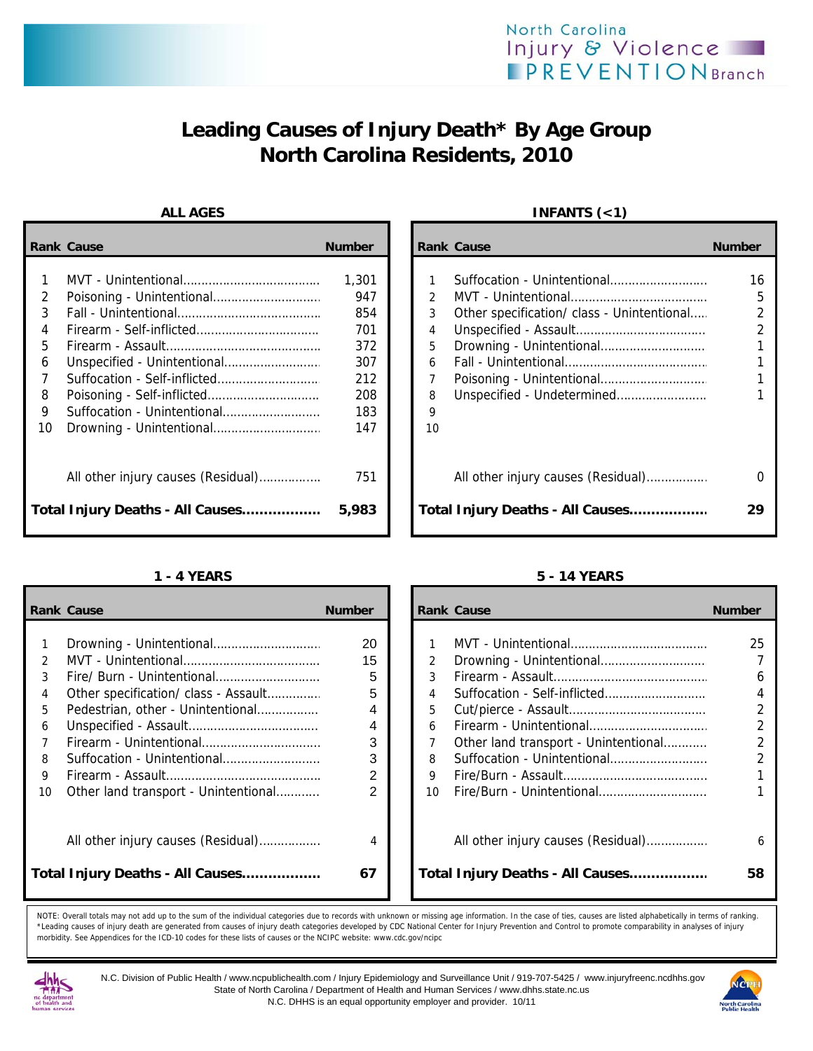# Leading Causes of Injury Death* By Age Group
# North Carolina Residents, 2010

### ALL AGES

| Rank | Cause | Number |
|---|---|---|
| 1 | MVT - Unintentional | 1,301 |
| 2 | Poisoning - Unintentional | 947 |
| 3 | Fall - Unintentional | 854 |
| 4 | Firearm - Self-inflicted | 701 |
| 5 | Firearm - Assault | 372 |
| 6 | Unspecified - Unintentional | 307 |
| 7 | Suffocation - Self-inflicted | 212 |
| 8 | Poisoning - Self-inflicted | 208 |
| 9 | Suffocation - Unintentional | 183 |
| 10 | Drowning - Unintentional | 147 |
| | All other injury causes (Residual) | 751 |
| | **Total Injury Deaths - All Causes** | **5,983** |

### INFANTS (<1)

| Rank | Cause | Number |
|---|---|---|
| 1 | Suffocation - Unintentional | 16 |
| 2 | MVT - Unintentional | 5 |
| 3 | Other specification/ class - Unintentional | 2 |
| 4 | Unspecified - Assault | 2 |
| 5 | Drowning - Unintentional | 1 |
| 6 | Fall - Unintentional | 1 |
| 7 | Poisoning - Unintentional | 1 |
| 8 | Unspecified - Undetermined | 1 |
| 9 | | |
| 10 | | |
| | All other injury causes (Residual) | 0 |
| | **Total Injury Deaths - All Causes** | **29** |

### 1 - 4 YEARS

| Rank | Cause | Number |
|---|---|---|
| 1 | Drowning - Unintentional | 20 |
| 2 | MVT - Unintentional | 15 |
| 3 | Fire/ Burn - Unintentional | 5 |
| 4 | Other specification/ class - Assault | 5 |
| 5 | Pedestrian, other - Unintentional | 4 |
| 6 | Unspecified - Assault | 4 |
| 7 | Firearm - Unintentional | 3 |
| 8 | Suffocation - Unintentional | 3 |
| 9 | Firearm - Assault | 2 |
| 10 | Other land transport - Unintentional | 2 |
| | All other injury causes (Residual) | 4 |
| | **Total Injury Deaths - All Causes** | **67** |

### 5 - 14 YEARS

| Rank | Cause | Number |
|---|---|---|
| 1 | MVT - Unintentional | 25 |
| 2 | Drowning - Unintentional | 7 |
| 3 | Firearm - Assault | 6 |
| 4 | Suffocation - Self-inflicted | 4 |
| 5 | Cut/pierce - Assault | 2 |
| 6 | Firearm - Unintentional | 2 |
| 7 | Other land transport - Unintentional | 2 |
| 8 | Suffocation - Unintentional | 2 |
| 9 | Fire/Burn - Assault | 1 |
| 10 | Fire/Burn - Unintentional | 1 |
| | All other injury causes (Residual) | 6 |
| | **Total Injury Deaths - All Causes** | **58** |

NOTE: Overall totals may not add up to the sum of the individual categories due to records with unknown or missing age information. In the case of ties, causes are listed alphabetically in terms of ranking.
*Leading causes of injury death are generated from causes of injury death categories developed by CDC National Center for Injury Prevention and Control to promote comparability in analyses of injury morbidity. See Appendices for the ICD-10 codes for these lists of causes or the NCIPC website: www.cdc.gov/ncipc

N.C. Division of Public Health / www.ncpublichealth.com / Injury Epidemiology and Surveillance Unit / 919-707-5425 / www.injuryfreenc.ncdhhs.gov
State of North Carolina / Department of Health and Human Services / www.dhhs.state.nc.us
N.C. DHHS is an equal opportunity employer and provider. 10/11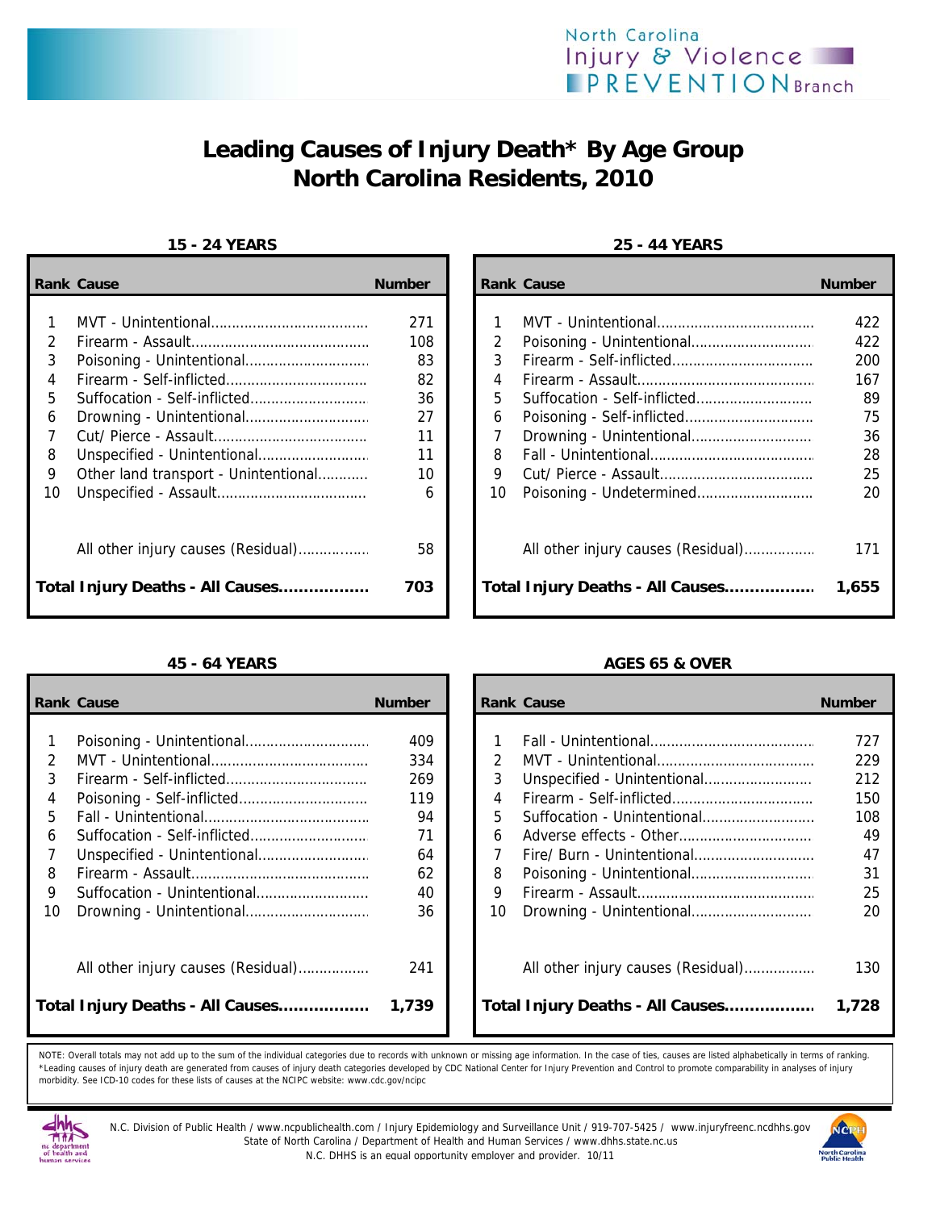# Leading Causes of Injury Death* By Age Group North Carolina Residents, 2010

### 15 - 24 YEARS

| Rank | Cause | Number |
|---|---|---|
| 1 | MVT - Unintentional | 271 |
| 2 | Firearm - Assault | 108 |
| 3 | Poisoning - Unintentional | 83 |
| 4 | Firearm - Self-inflicted | 82 |
| 5 | Suffocation - Self-inflicted | 36 |
| 6 | Drowning - Unintentional | 27 |
| 7 | Cut/ Pierce - Assault | 11 |
| 8 | Unspecified - Unintentional | 11 |
| 9 | Other land transport - Unintentional | 10 |
| 10 | Unspecified - Assault | 6 |
| | All other injury causes (Residual) | 58 |
| **Total Injury Deaths - All Causes** | | **703** |

### 25 - 44 YEARS

| Rank | Cause | Number |
|---|---|---|
| 1 | MVT - Unintentional | 422 |
| 2 | Poisoning - Unintentional | 422 |
| 3 | Firearm - Self-inflicted | 200 |
| 4 | Firearm - Assault | 167 |
| 5 | Suffocation - Self-inflicted | 89 |
| 6 | Poisoning - Self-inflicted | 75 |
| 7 | Drowning - Unintentional | 36 |
| 8 | Fall - Unintentional | 28 |
| 9 | Cut/ Pierce - Assault | 25 |
| 10 | Poisoning - Undetermined | 20 |
| | All other injury causes (Residual) | 171 |
| **Total Injury Deaths - All Causes** | | **1,655** |

### 45 - 64 YEARS

| Rank | Cause | Number |
|---|---|---|
| 1 | Poisoning - Unintentional | 409 |
| 2 | MVT - Unintentional | 334 |
| 3 | Firearm - Self-inflicted | 269 |
| 4 | Poisoning - Self-inflicted | 119 |
| 5 | Fall - Unintentional | 94 |
| 6 | Suffocation - Self-inflicted | 71 |
| 7 | Unspecified - Unintentional | 64 |
| 8 | Firearm - Assault | 62 |
| 9 | Suffocation - Unintentional | 40 |
| 10 | Drowning - Unintentional | 36 |
| | All other injury causes (Residual) | 241 |
| **Total Injury Deaths - All Causes** | | **1,739** |

### AGES 65 & OVER

| Rank | Cause | Number |
|---|---|---|
| 1 | Fall - Unintentional | 727 |
| 2 | MVT - Unintentional | 229 |
| 3 | Unspecified - Unintentional | 212 |
| 4 | Firearm - Self-inflicted | 150 |
| 5 | Suffocation - Unintentional | 108 |
| 6 | Adverse effects - Other | 49 |
| 7 | Fire/ Burn - Unintentional | 47 |
| 8 | Poisoning - Unintentional | 31 |
| 9 | Firearm - Assault | 25 |
| 10 | Drowning - Unintentional | 20 |
| | All other injury causes (Residual) | 130 |
| **Total Injury Deaths - All Causes** | | **1,728** |

NOTE: Overall totals may not add up to the sum of the individual categories due to records with unknown or missing age information. In the case of ties, causes are listed alphabetically in terms of ranking.
*Leading causes of injury death are generated from causes of injury death categories developed by CDC National Center for Injury Prevention and Control to promote comparability in analyses of injury morbidity. See ICD-10 codes for these lists of causes at the NCIPC website: www.cdc.gov/ncipc

N.C. Division of Public Health / www.ncpublichealth.com / Injury Epidemiology and Surveillance Unit / 919-707-5425 / www.injuryfreenc.ncdhhs.gov
State of North Carolina / Department of Health and Human Services / www.dhhs.state.nc.us
N.C. DHHS is an equal opportunity employer and provider. 10/11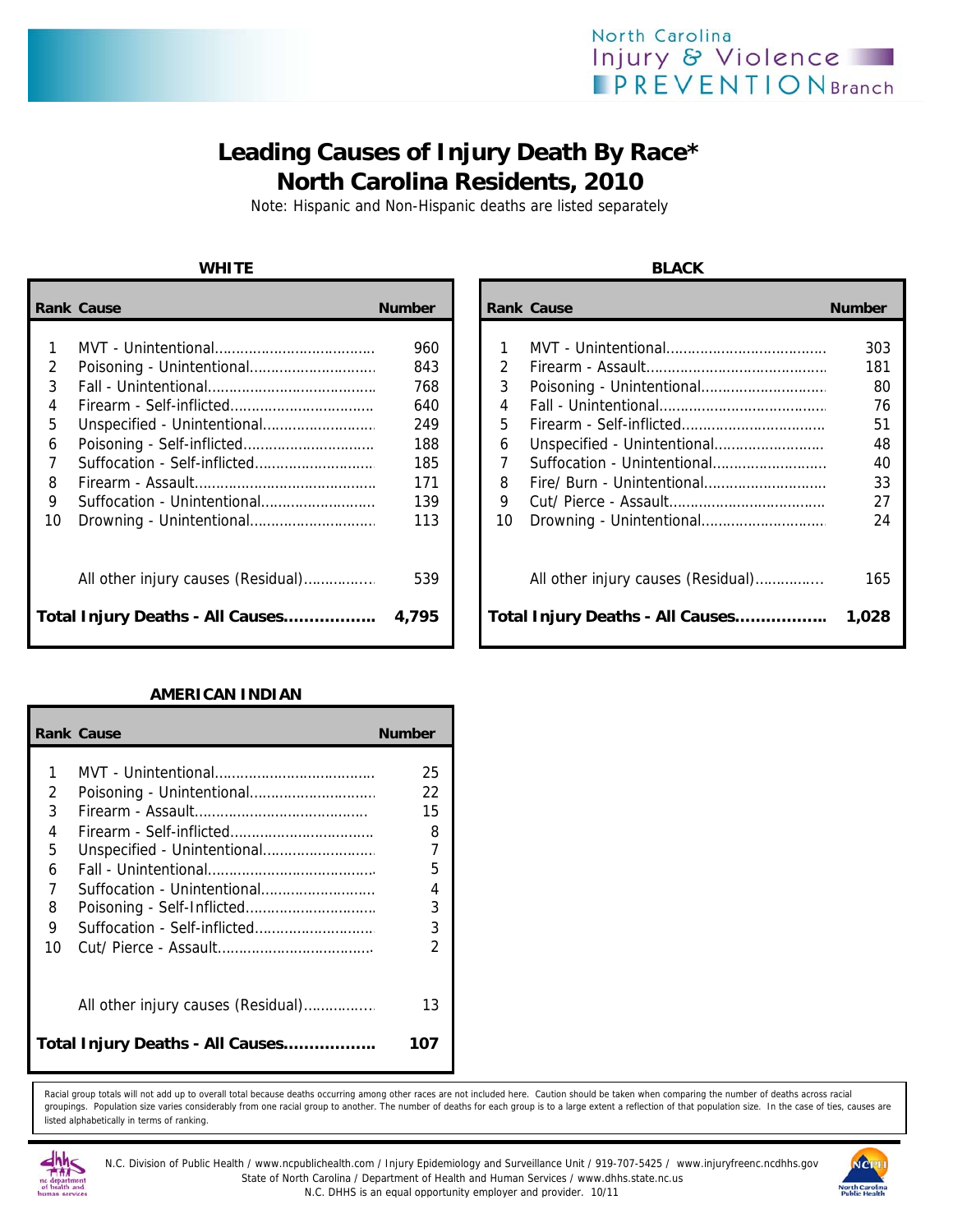# Leading Causes of Injury Death By Race*
# North Carolina Residents, 2010

Note: Hispanic and Non-Hispanic deaths are listed separately

### WHITE

| Rank | Cause | Number |
|---|---|---|
| 1 | MVT - Unintentional | 960 |
| 2 | Poisoning - Unintentional | 843 |
| 3 | Fall - Unintentional | 768 |
| 4 | Firearm - Self-inflicted | 640 |
| 5 | Unspecified - Unintentional | 249 |
| 6 | Poisoning - Self-inflicted | 188 |
| 7 | Suffocation - Self-inflicted | 185 |
| 8 | Firearm - Assault | 171 |
| 9 | Suffocation - Unintentional | 139 |
| 10 | Drowning - Unintentional | 113 |
| | All other injury causes (Residual) | 539 |
| | **Total Injury Deaths - All Causes** | **4,795** |

### BLACK

| Rank | Cause | Number |
|---|---|---|
| 1 | MVT - Unintentional | 303 |
| 2 | Firearm - Assault | 181 |
| 3 | Poisoning - Unintentional | 80 |
| 4 | Fall - Unintentional | 76 |
| 5 | Firearm - Self-inflicted | 51 |
| 6 | Unspecified - Unintentional | 48 |
| 7 | Suffocation - Unintentional | 40 |
| 8 | Fire/ Burn - Unintentional | 33 |
| 9 | Cut/ Pierce - Assault | 27 |
| 10 | Drowning - Unintentional | 24 |
| | All other injury causes (Residual) | 165 |
| | **Total Injury Deaths - All Causes** | **1,028** |

### AMERICAN INDIAN

| Rank | Cause | Number |
|---|---|---|
| 1 | MVT - Unintentional | 25 |
| 2 | Poisoning - Unintentional | 22 |
| 3 | Firearm - Assault | 15 |
| 4 | Firearm - Self-inflicted | 8 |
| 5 | Unspecified - Unintentional | 7 |
| 6 | Fall - Unintentional | 5 |
| 7 | Suffocation - Unintentional | 4 |
| 8 | Poisoning - Self-Inflicted | 3 |
| 9 | Suffocation - Self-inflicted | 3 |
| 10 | Cut/ Pierce - Assault | 2 |
| | All other injury causes (Residual) | 13 |
| | **Total Injury Deaths - All Causes** | **107** |

Racial group totals will not add up to overall total because deaths occurring among other races are not included here. Caution should be taken when comparing the number of deaths across racial groupings. Population size varies considerably from one racial group to another. The number of deaths for each group is to a large extent a reflection of that population size. In the case of ties, causes are listed alphabetically in terms of ranking.

N.C. Division of Public Health / www.ncpublichealth.com / Injury Epidemiology and Surveillance Unit / 919-707-5425 / www.injuryfreenc.ncdhhs.gov
State of North Carolina / Department of Health and Human Services / www.dhhs.state.nc.us
N.C. DHHS is an equal opportunity employer and provider. 10/11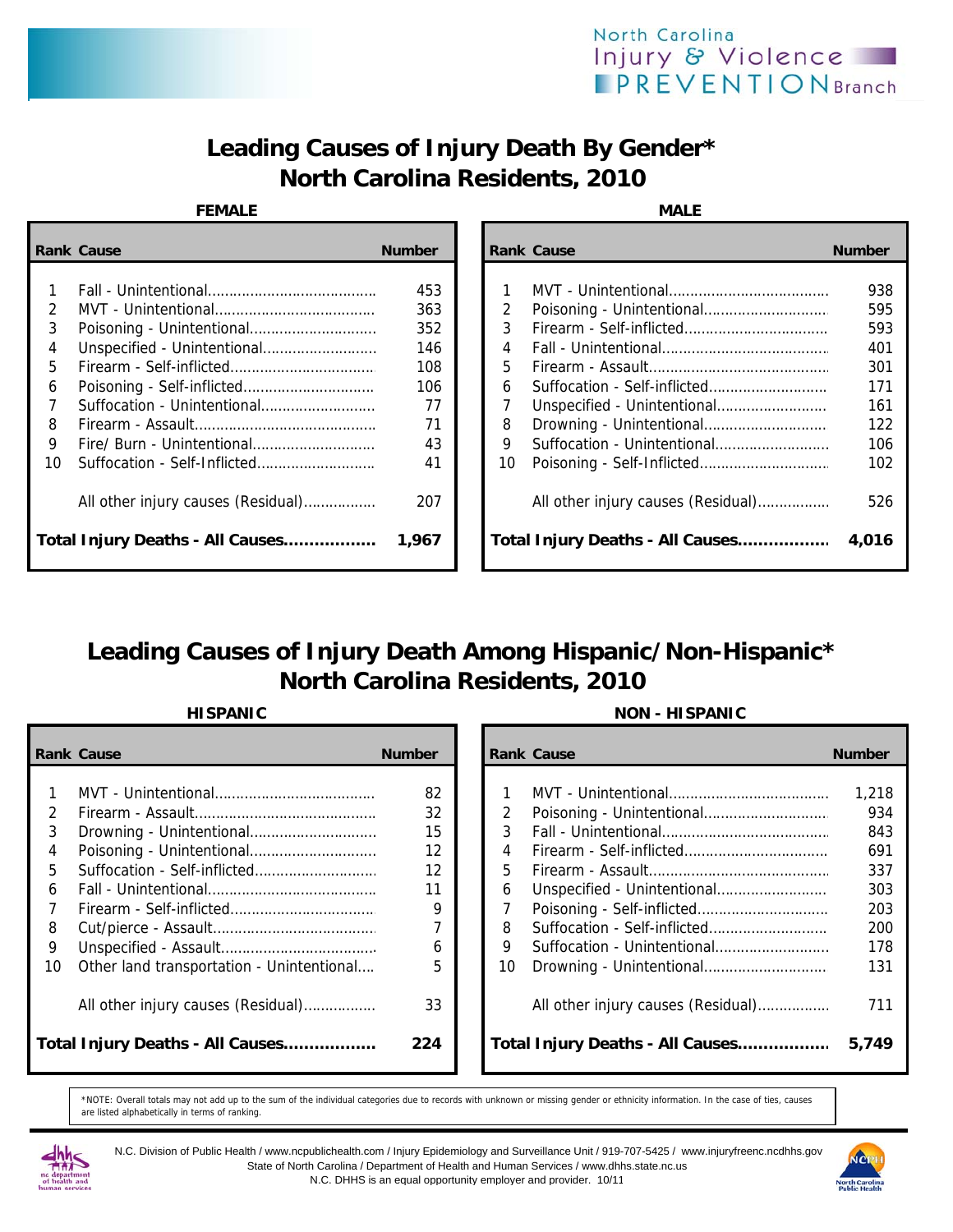North Carolina Injury & Violence PREVENTION Branch

# Leading Causes of Injury Death By Gender*
# North Carolina Residents, 2010

**FEMALE**

| Rank | Cause | Number |
|---|---|---|
| 1 | Fall - Unintentional | 453 |
| 2 | MVT - Unintentional | 363 |
| 3 | Poisoning - Unintentional | 352 |
| 4 | Unspecified - Unintentional | 146 |
| 5 | Firearm - Self-inflicted | 108 |
| 6 | Poisoning - Self-inflicted | 106 |
| 7 | Suffocation - Unintentional | 77 |
| 8 | Firearm - Assault | 71 |
| 9 | Fire/ Burn - Unintentional | 43 |
| 10 | Suffocation - Self-Inflicted | 41 |
| | All other injury causes (Residual) | 207 |
| **Total Injury Deaths - All Causes** | | **1,967** |

**MALE**

| Rank | Cause | Number |
|---|---|---|
| 1 | MVT - Unintentional | 938 |
| 2 | Poisoning - Unintentional | 595 |
| 3 | Firearm - Self-inflicted | 593 |
| 4 | Fall - Unintentional | 401 |
| 5 | Firearm - Assault | 301 |
| 6 | Suffocation - Self-inflicted | 171 |
| 7 | Unspecified - Unintentional | 161 |
| 8 | Drowning - Unintentional | 122 |
| 9 | Suffocation - Unintentional | 106 |
| 10 | Poisoning - Self-Inflicted | 102 |
| | All other injury causes (Residual) | 526 |
| **Total Injury Deaths - All Causes** | | **4,016** |

# Leading Causes of Injury Death Among Hispanic/Non-Hispanic*
# North Carolina Residents, 2010

**HISPANIC**

| Rank | Cause | Number |
|---|---|---|
| 1 | MVT - Unintentional | 82 |
| 2 | Firearm - Assault | 32 |
| 3 | Drowning - Unintentional | 15 |
| 4 | Poisoning - Unintentional | 12 |
| 5 | Suffocation - Self-inflicted | 12 |
| 6 | Fall - Unintentional | 11 |
| 7 | Firearm - Self-inflicted | 9 |
| 8 | Cut/pierce - Assault | 7 |
| 9 | Unspecified - Assault | 6 |
| 10 | Other land transportation - Unintentional | 5 |
| | All other injury causes (Residual) | 33 |
| **Total Injury Deaths - All Causes** | | **224** |

**NON - HISPANIC**

| Rank | Cause | Number |
|---|---|---|
| 1 | MVT - Unintentional | 1,218 |
| 2 | Poisoning - Unintentional | 934 |
| 3 | Fall - Unintentional | 843 |
| 4 | Firearm - Self-inflicted | 691 |
| 5 | Firearm - Assault | 337 |
| 6 | Unspecified - Unintentional | 303 |
| 7 | Poisoning - Self-inflicted | 203 |
| 8 | Suffocation - Self-inflicted | 200 |
| 9 | Suffocation - Unintentional | 178 |
| 10 | Drowning - Unintentional | 131 |
| | All other injury causes (Residual) | 711 |
| **Total Injury Deaths - All Causes** | | **5,749** |

*NOTE: Overall totals may not add up to the sum of the individual categories due to records with unknown or missing gender or ethnicity information. In the case of ties, causes are listed alphabetically in terms of ranking.

N.C. Division of Public Health / www.ncpublichealth.com / Injury Epidemiology and Surveillance Unit / 919-707-5425 / www.injuryfreenc.ncdhhs.gov
State of North Carolina / Department of Health and Human Services / www.dhhs.state.nc.us
N.C. DHHS is an equal opportunity employer and provider. 10/11